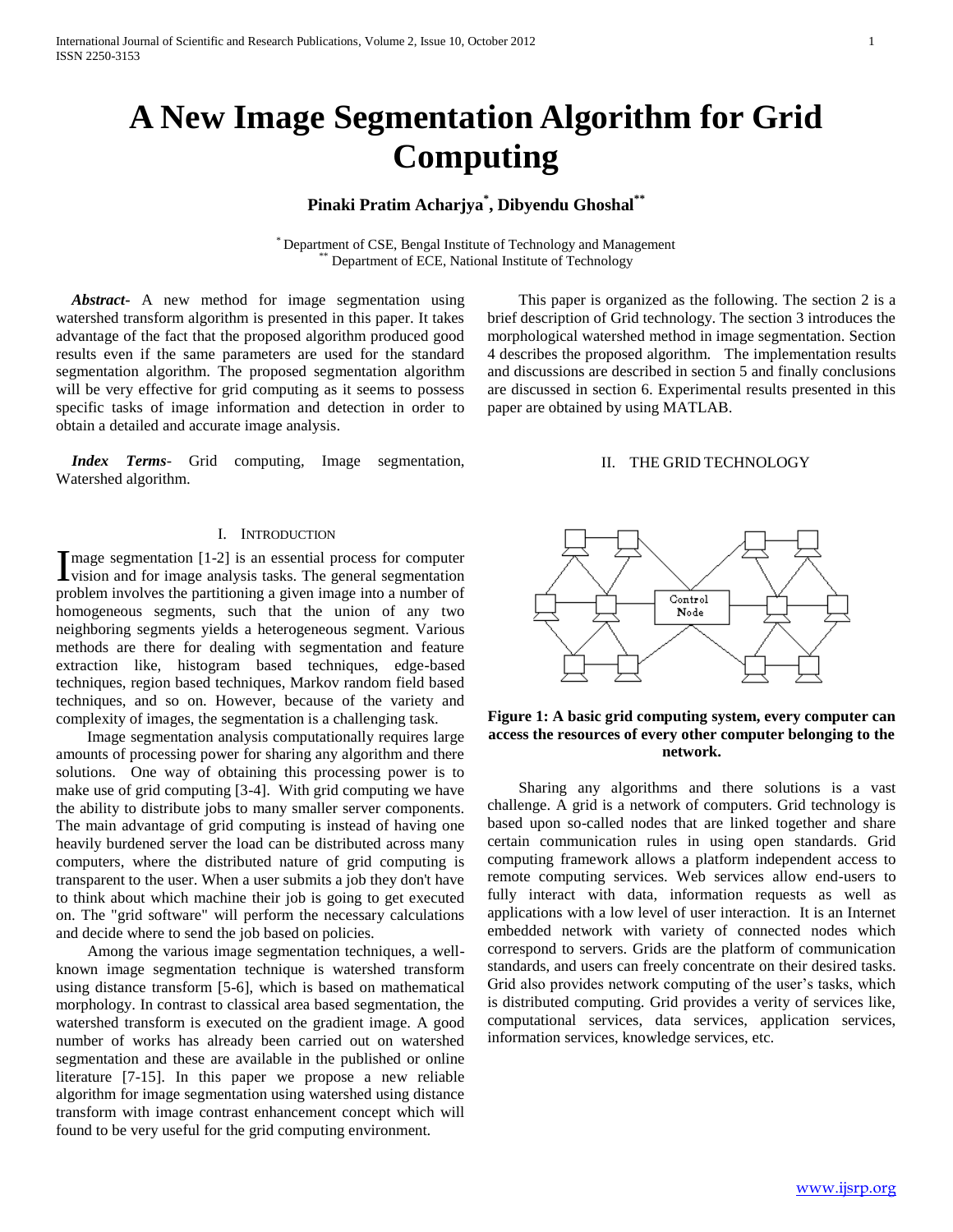# A New Image Segmentation Algorithm for Grid Computing

**Pinaki Pratim Acharjya*, Dibyendu Ghoshal****

\* Department of CSE, Bengal Institute of Technology and Management
\*\* Department of ECE, National Institute of Technology

***Abstract-*** A new method for image segmentation using watershed transform algorithm is presented in this paper. It takes advantage of the fact that the proposed algorithm produced good results even if the same parameters are used for the standard segmentation algorithm. The proposed segmentation algorithm will be very effective for grid computing as it seems to possess specific tasks of image information and detection in order to obtain a detailed and accurate image analysis.

***Index Terms*-** Grid computing, Image segmentation, Watershed algorithm.

## I. Introduction

Image segmentation [1-2] is an essential process for computer vision and for image analysis tasks. The general segmentation problem involves the partitioning a given image into a number of homogeneous segments, such that the union of any two neighboring segments yields a heterogeneous segment. Various methods are there for dealing with segmentation and feature extraction like, histogram based techniques, edge-based techniques, region based techniques, Markov random field based techniques, and so on. However, because of the variety and complexity of images, the segmentation is a challenging task.

Image segmentation analysis computationally requires large amounts of processing power for sharing any algorithm and there solutions. One way of obtaining this processing power is to make use of grid computing [3-4]. With grid computing we have the ability to distribute jobs to many smaller server components. The main advantage of grid computing is instead of having one heavily burdened server the load can be distributed across many computers, where the distributed nature of grid computing is transparent to the user. When a user submits a job they don't have to think about which machine their job is going to get executed on. The "grid software" will perform the necessary calculations and decide where to send the job based on policies.

Among the various image segmentation techniques, a well-known image segmentation technique is watershed transform using distance transform [5-6], which is based on mathematical morphology. In contrast to classical area based segmentation, the watershed transform is executed on the gradient image. A good number of works has already been carried out on watershed segmentation and these are available in the published or online literature [7-15]. In this paper we propose a new reliable algorithm for image segmentation using watershed using distance transform with image contrast enhancement concept which will found to be very useful for the grid computing environment.

This paper is organized as the following. The section 2 is a brief description of Grid technology. The section 3 introduces the morphological watershed method in image segmentation. Section 4 describes the proposed algorithm. The implementation results and discussions are described in section 5 and finally conclusions are discussed in section 6. Experimental results presented in this paper are obtained by using MATLAB.

## II. The Grid Technology

**Figure 1: A basic grid computing system, every computer can access the resources of every other computer belonging to the network.**

Sharing any algorithms and there solutions is a vast challenge. A grid is a network of computers. Grid technology is based upon so-called nodes that are linked together and share certain communication rules in using open standards. Grid computing framework allows a platform independent access to remote computing services. Web services allow end-users to fully interact with data, information requests as well as applications with a low level of user interaction. It is an Internet embedded network with variety of connected nodes which correspond to servers. Grids are the platform of communication standards, and users can freely concentrate on their desired tasks. Grid also provides network computing of the user's tasks, which is distributed computing. Grid provides a verity of services like, computational services, data services, application services, information services, knowledge services, etc.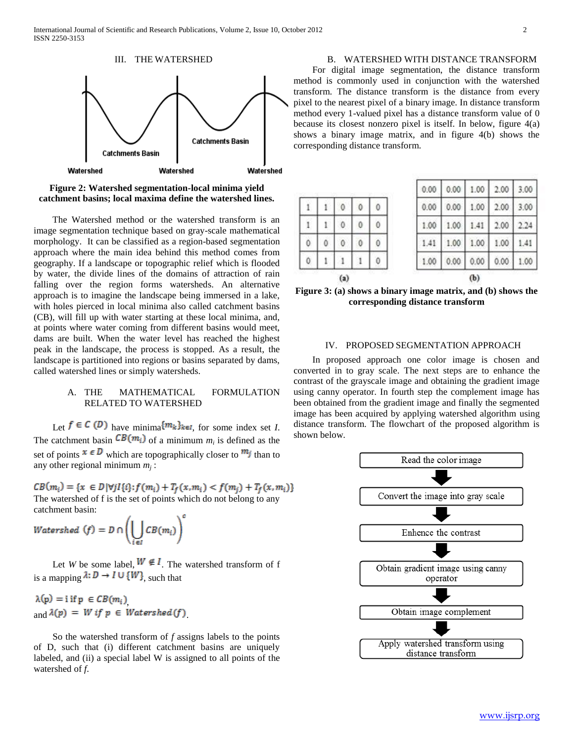## III. THE WATERSHED

Watershed | Catchments Basin | Watershed | Catchments Basin | Watershed

**Figure 2: Watershed segmentation-local minima yield catchment basins; local maxima define the watershed lines.**

The Watershed method or the watershed transform is an image segmentation technique based on gray-scale mathematical morphology. It can be classified as a region-based segmentation approach where the main idea behind this method comes from geography. If a landscape or topographic relief which is flooded by water, the divide lines of the domains of attraction of rain falling over the region forms watersheds. An alternative approach is to imagine the landscape being immersed in a lake, with holes pierced in local minima also called catchment basins (CB), will fill up with water starting at these local minima, and, at points where water coming from different basins would meet, dams are built. When the water level has reached the highest peak in the landscape, the process is stopped. As a result, the landscape is partitioned into regions or basins separated by dams, called watershed lines or simply watersheds.

### A. THE MATHEMATICAL FORMULATION RELATED TO WATERSHED

Let $f \in C(D)$ have minima $\{m_k\}_{k \in I}$, for some index set *I*. The catchment basin $CB(m_i)$ of a minimum $m_i$ is defined as the set of points $x \in D$ which are topographically closer to $m_i$ than to any other regional minimum $m_j$:

$$CB(m_i) = \{x \in D \mid \forall j I\{i\} : f(m_i) + T_f(x, m_i) < f(m_j) + T_f(x, m_j)\}$$

The watershed of f is the set of points which do not belong to any catchment basin:

$$Watershed\ (f) = D \cap \left( \bigcup_{i \in I} CB(m_i) \right)^c$$

Let *W* be some label, $W \notin I$. The watershed transform of f is a mapping $\lambda : D \rightarrow I \cup \{W\}$, such that

$\lambda(p) = i$ if $p \in CB(m_i)$,

and $\lambda(p) = W$ if $p \in Watershed(f)$.

So the watershed transform of *f* assigns labels to the points of D, such that (i) different catchment basins are uniquely labeled, and (ii) a special label W is assigned to all points of the watershed of *f*.

### B. WATERSHED WITH DISTANCE TRANSFORM

For digital image segmentation, the distance transform method is commonly used in conjunction with the watershed transform. The distance transform is the distance from every pixel to the nearest pixel of a binary image. In distance transform method every 1-valued pixel has a distance transform value of 0 because its closest nonzero pixel is itself. In below, figure 4(a) shows a binary image matrix, and in figure 4(b) shows the corresponding distance transform.

(a)

| | | | | |
|---|---|---|---|---|
| 1 | 1 | 0 | 0 | 0 |
| 1 | 1 | 0 | 0 | 0 |
| 0 | 0 | 0 | 0 | 0 |
| 0 | 1 | 1 | 1 | 0 |

(b)

| | | | | |
|---|---|---|---|---|
| 0.00 | 0.00 | 1.00 | 2.00 | 3.00 |
| 0.00 | 0.00 | 1.00 | 2.00 | 3.00 |
| 1.00 | 1.00 | 1.41 | 2.00 | 2.24 |
| 1.41 | 1.00 | 1.00 | 1.00 | 1.41 |
| 1.00 | 0.00 | 0.00 | 0.00 | 1.00 |

**Figure 3: (a) shows a binary image matrix, and (b) shows the corresponding distance transform**

## IV. PROPOSED SEGMENTATION APPROACH

In proposed approach one color image is chosen and converted in to gray scale. The next steps are to enhance the contrast of the grayscale image and obtaining the gradient image using canny operator. In fourth step the complement image has been obtained from the gradient image and finally the segmented image has been acquired by applying watershed algorithm using distance transform. The flowchart of the proposed algorithm is shown below.

Read the color image
↓
Convert the image into gray scale
↓
Enhence the contrast
↓
Obtain gradient image using canny operator
↓
Obtain image complement
↓
Apply watershed transform using distance transform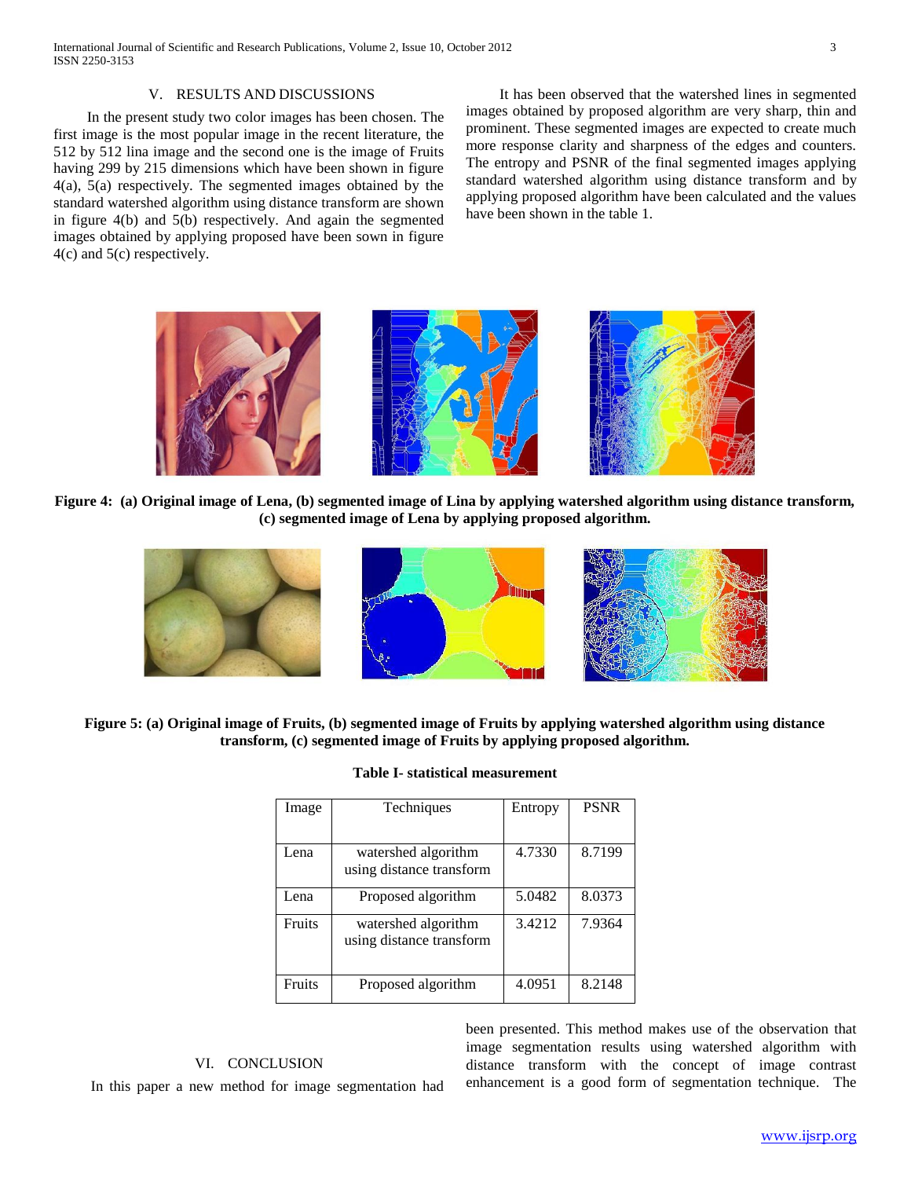## V. RESULTS AND DISCUSSIONS

In the present study two color images has been chosen. The first image is the most popular image in the recent literature, the 512 by 512 lina image and the second one is the image of Fruits having 299 by 215 dimensions which have been shown in figure 4(a), 5(a) respectively. The segmented images obtained by the standard watershed algorithm using distance transform are shown in figure 4(b) and 5(b) respectively. And again the segmented images obtained by applying proposed have been sown in figure 4(c) and 5(c) respectively.

It has been observed that the watershed lines in segmented images obtained by proposed algorithm are very sharp, thin and prominent. These segmented images are expected to create much more response clarity and sharpness of the edges and counters. The entropy and PSNR of the final segmented images applying standard watershed algorithm using distance transform and by applying proposed algorithm have been calculated and the values have been shown in the table 1.

**Figure 4: (a) Original image of Lena, (b) segmented image of Lina by applying watershed algorithm using distance transform, (c) segmented image of Lena by applying proposed algorithm.**

**Figure 5: (a) Original image of Fruits, (b) segmented image of Fruits by applying watershed algorithm using distance transform, (c) segmented image of Fruits by applying proposed algorithm.**

**Table I- statistical measurement**

| Image | Techniques | Entropy | PSNR |
|---|---|---|---|
| Lena | watershed algorithm using distance transform | 4.7330 | 8.7199 |
| Lena | Proposed algorithm | 5.0482 | 8.0373 |
| Fruits | watershed algorithm using distance transform | 3.4212 | 7.9364 |
| Fruits | Proposed algorithm | 4.0951 | 8.2148 |

## VI. CONCLUSION

In this paper a new method for image segmentation had been presented. This method makes use of the observation that image segmentation results using watershed algorithm with distance transform with the concept of image contrast enhancement is a good form of segmentation technique. The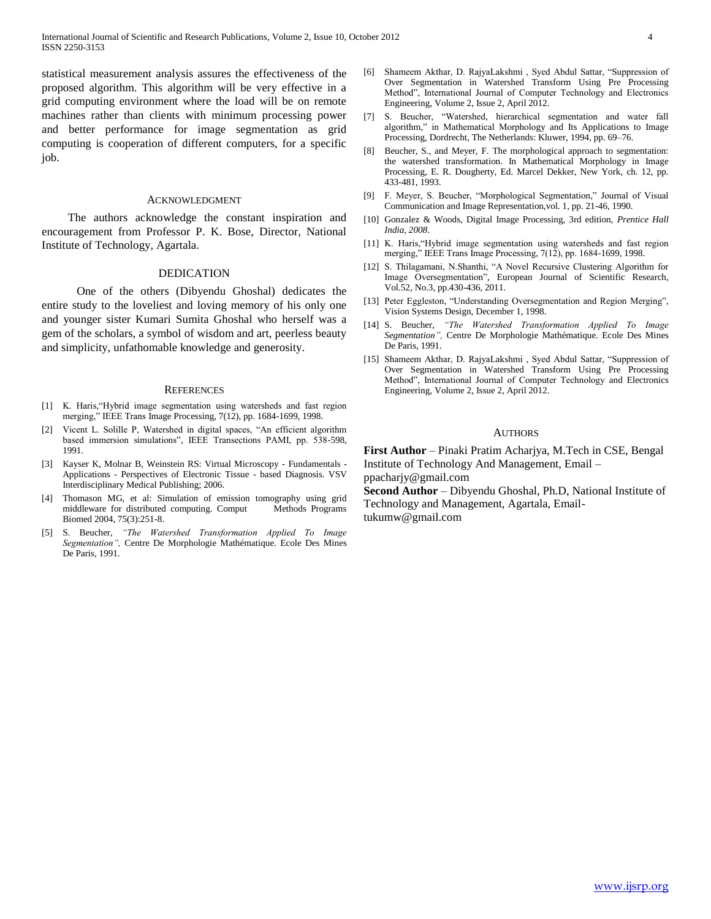statistical measurement analysis assures the effectiveness of the proposed algorithm. This algorithm will be very effective in a grid computing environment where the load will be on remote machines rather than clients with minimum processing power and better performance for image segmentation as grid computing is cooperation of different computers, for a specific job.

## ACKNOWLEDGMENT

The authors acknowledge the constant inspiration and encouragement from Professor P. K. Bose, Director, National Institute of Technology, Agartala.

## DEDICATION

One of the others (Dibyendu Ghoshal) dedicates the entire study to the loveliest and loving memory of his only one and younger sister Kumari Sumita Ghoshal who herself was a gem of the scholars, a symbol of wisdom and art, peerless beauty and simplicity, unfathomable knowledge and generosity.

## REFERENCES

[1] K. Haris,"Hybrid image segmentation using watersheds and fast region merging," IEEE Trans Image Processing, 7(12), pp. 1684-1699, 1998.

[2] Vicent L. Solille P, Watershed in digital spaces, "An efficient algorithm based immersion simulations", IEEE Transections PAMI, pp. 538-598, 1991.

[3] Kayser K, Molnar B, Weinstein RS: Virtual Microscopy - Fundamentals - Applications - Perspectives of Electronic Tissue - based Diagnosis. VSV Interdisciplinary Medical Publishing; 2006.

[4] Thomason MG, et al: Simulation of emission tomography using grid middleware for distributed computing. Comput Methods Programs Biomed 2004, 75(3):251-8.

[5] S. Beucher, *"The Watershed Transformation Applied To Image Segmentation",* Centre De Morphologie Mathématique. Ecole Des Mines De Paris, 1991.

[6] Shameem Akthar, D. RajyaLakshmi , Syed Abdul Sattar, "Suppression of Over Segmentation in Watershed Transform Using Pre Processing Method", International Journal of Computer Technology and Electronics Engineering, Volume 2, Issue 2, April 2012.

[7] S. Beucher, "Watershed, hierarchical segmentation and water fall algorithm," in Mathematical Morphology and Its Applications to Image Processing, Dordrecht, The Netherlands: Kluwer, 1994, pp. 69–76.

[8] Beucher, S., and Meyer, F. The morphological approach to segmentation: the watershed transformation. In Mathematical Morphology in Image Processing, E. R. Dougherty, Ed. Marcel Dekker, New York, ch. 12, pp. 433-481, 1993.

[9] F. Meyer, S. Beucher, "Morphological Segmentation," Journal of Visual Communication and Image Representation,vol. 1, pp. 21-46, 1990.

[10] Gonzalez & Woods, Digital Image Processing, 3rd edition, *Prentice Hall India, 2008*.

[11] K. Haris,"Hybrid image segmentation using watersheds and fast region merging," IEEE Trans Image Processing, 7(12), pp. 1684-1699, 1998.

[12] S. Thilagamani, N.Shanthi, "A Novel Recursive Clustering Algorithm for Image Oversegmentation", European Journal of Scientific Research, Vol.52, No.3, pp.430-436, 2011.

[13] Peter Eggleston, "Understanding Oversegmentation and Region Merging", Vision Systems Design, December 1, 1998.

[14] S. Beucher, *"The Watershed Transformation Applied To Image Segmentation",* Centre De Morphologie Mathématique. Ecole Des Mines De Paris, 1991.

[15] Shameem Akthar, D. RajyaLakshmi , Syed Abdul Sattar, "Suppression of Over Segmentation in Watershed Transform Using Pre Processing Method", International Journal of Computer Technology and Electronics Engineering, Volume 2, Issue 2, April 2012.

## AUTHORS

**First Author** – Pinaki Pratim Acharjya, M.Tech in CSE, Bengal Institute of Technology And Management, Email – ppacharjy@gmail.com

**Second Author** – Dibyendu Ghoshal, Ph.D, National Institute of Technology and Management, Agartala, Email- tukumw@gmail.com